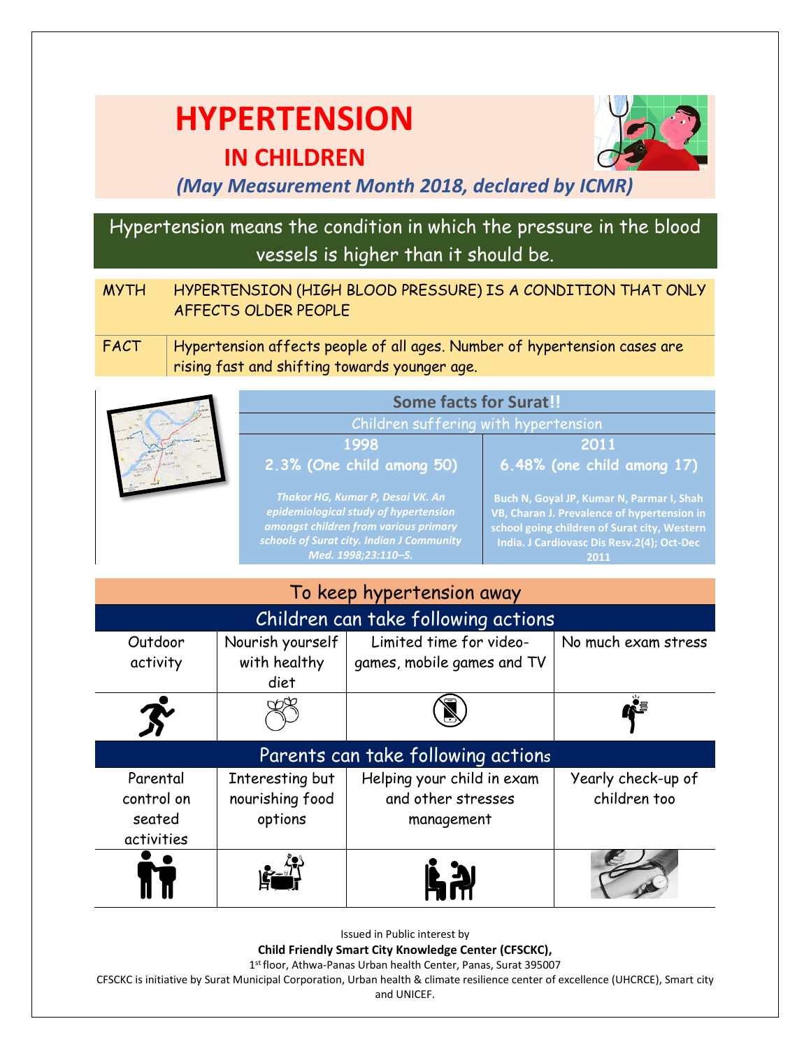# HYPERTENSION

## IN CHILDREN

*(May Measurement Month 2018, declared by ICMR)*

Hypertension means the condition in which the pressure in the blood vessels is higher than it should be.

| | |
|---|---|
| MYTH | HYPERTENSION (HIGH BLOOD PRESSURE) IS A CONDITION THAT ONLY AFFECTS OLDER PEOPLE |
| FACT | Hypertension affects people of all ages. Number of hypertension cases are rising fast and shifting towards younger age. |

| Some facts for Surat!! | |
|---|---|
| Children suffering with hypertension | |
| **1998** | **2011** |
| **2.3% (One child among 50)** | **6.48% (one child among 17)** |
| *Thakor HG, Kumar P, Desai VK. An epidemiological study of hypertension amongst children from various primary schools of Surat city. Indian J Community Med. 1998;23:110–5.* | Buch N, Goyal JP, Kumar N, Parmar I, Shah VB, Charan J. Prevalence of hypertension in school going children of Surat city, Western India. J Cardiovasc Dis Resv.2(4); Oct-Dec 2011 |

## To keep hypertension away

| Children can take following actions | | | |
|---|---|---|---|
| Outdoor activity | Nourish yourself with healthy diet | Limited time for video-games, mobile games and TV | No much exam stress |

| Parents can take following actions | | | |
|---|---|---|---|
| Parental control on seated activities | Interesting but nourishing food options | Helping your child in exam and other stresses management | Yearly check-up of children too |

Issued in Public interest by

**Child Friendly Smart City Knowledge Center (CFSCKC),**

1st floor, Athwa-Panas Urban health Center, Panas, Surat 395007

CFSCKC is initiative by Surat Municipal Corporation, Urban health & climate resilience center of excellence (UHCRCE), Smart city and UNICEF.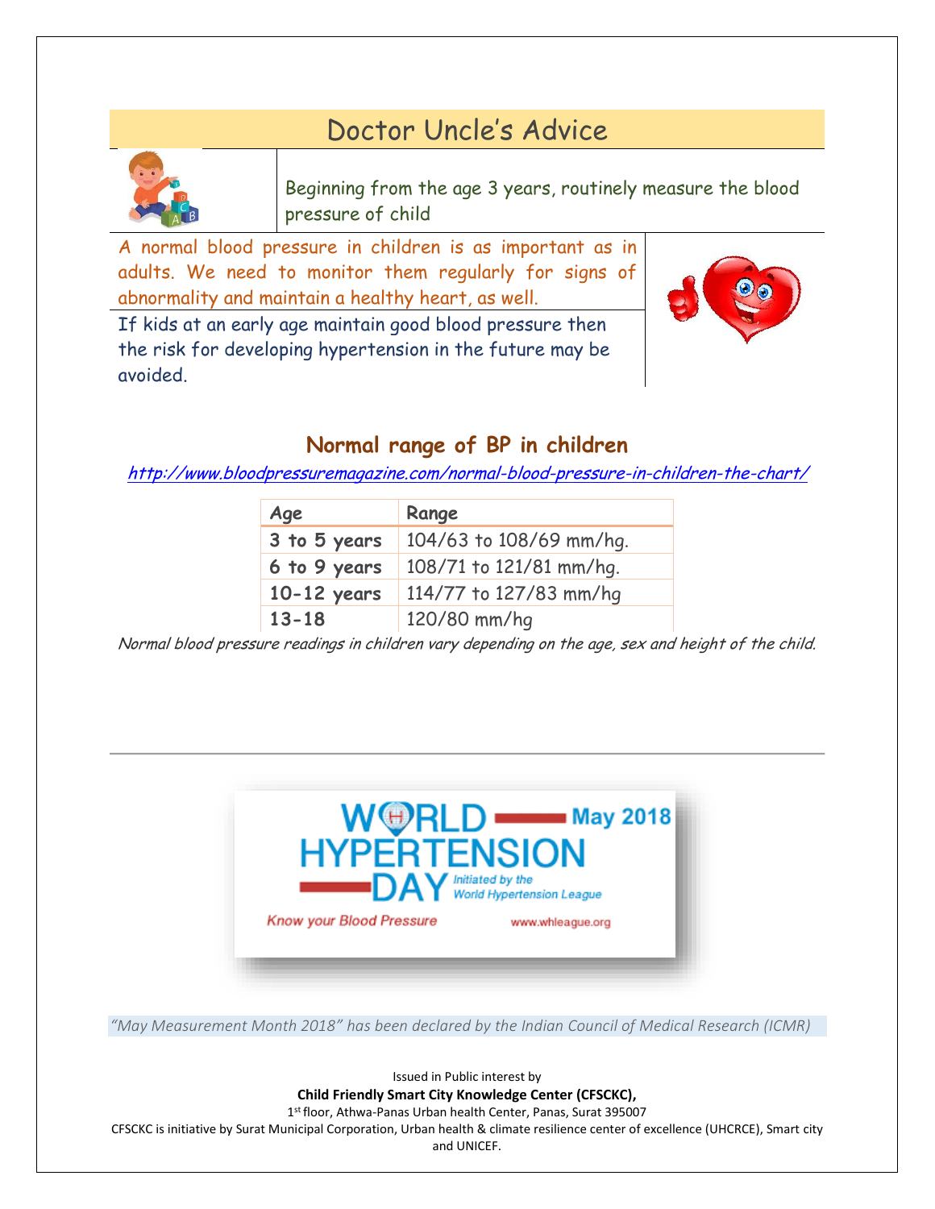# Doctor Uncle's Advice

Beginning from the age 3 years, routinely measure the blood pressure of child

A normal blood pressure in children is as important as in adults. We need to monitor them regularly for signs of abnormality and maintain a healthy heart, as well.

If kids at an early age maintain good blood pressure then the risk for developing hypertension in the future may be avoided.

## Normal range of BP in children

*http://www.bloodpressuremagazine.com/normal-blood-pressure-in-children-the-chart/*

| Age | Range |
|---|---|
| **3 to 5 years** | 104/63 to 108/69 mm/hg. |
| **6 to 9 years** | 108/71 to 121/81 mm/hg. |
| **10-12 years** | 114/77 to 127/83 mm/hg |
| **13-18** | 120/80 mm/hg |

*Normal blood pressure readings in children vary depending on the age, sex and height of the child.*

WORLD HYPERTENSION DAY — May 2018

Initiated by the World Hypertension League

Know your Blood Pressure

www.whleague.org

*"May Measurement Month 2018" has been declared by the Indian Council of Medical Research (ICMR)*

Issued in Public interest by

**Child Friendly Smart City Knowledge Center (CFSCKC),**

1st floor, Athwa-Panas Urban health Center, Panas, Surat 395007

CFSCKC is initiative by Surat Municipal Corporation, Urban health & climate resilience center of excellence (UHCRCE), Smart city and UNICEF.